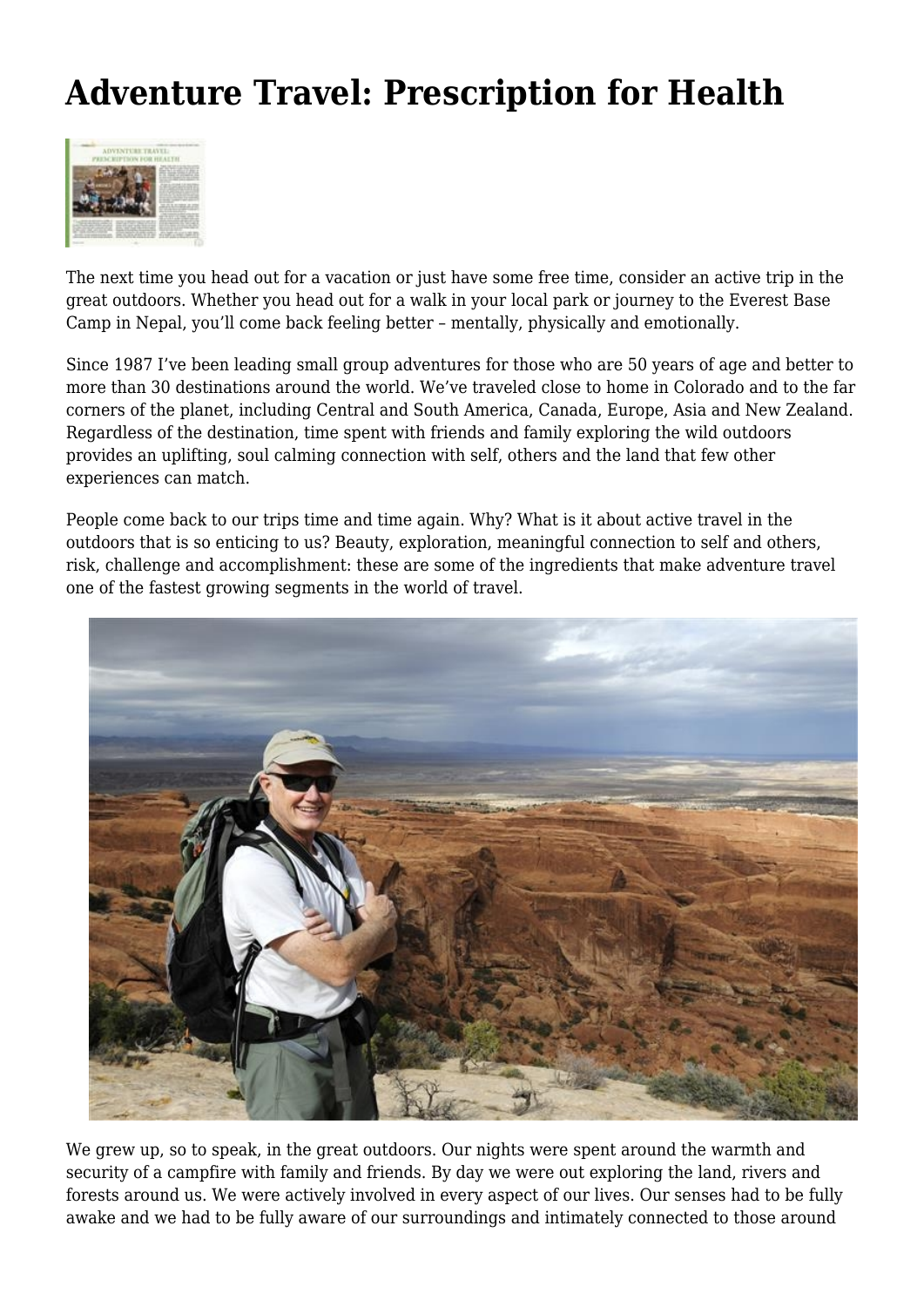# Adventure Travel: Prescription for Health

The next time you head out for a vacation or just have some free time, consider an active trip in the great outdoors. Whether you head out for a walk in your local park or journey to the Everest Base Camp in Nepal, you'll come back feeling better – mentally, physically and emotionally.

Since 1987 I've been leading small group adventures for those who are 50 years of age and better to more than 30 destinations around the world. We've traveled close to home in Colorado and to the far corners of the planet, including Central and South America, Canada, Europe, Asia and New Zealand. Regardless of the destination, time spent with friends and family exploring the wild outdoors provides an uplifting, soul calming connection with self, others and the land that few other experiences can match.

People come back to our trips time and time again. Why? What is it about active travel in the outdoors that is so enticing to us? Beauty, exploration, meaningful connection to self and others, risk, challenge and accomplishment: these are some of the ingredients that make adventure travel one of the fastest growing segments in the world of travel.

We grew up, so to speak, in the great outdoors. Our nights were spent around the warmth and security of a campfire with family and friends. By day we were out exploring the land, rivers and forests around us. We were actively involved in every aspect of our lives. Our senses had to be fully awake and we had to be fully aware of our surroundings and intimately connected to those around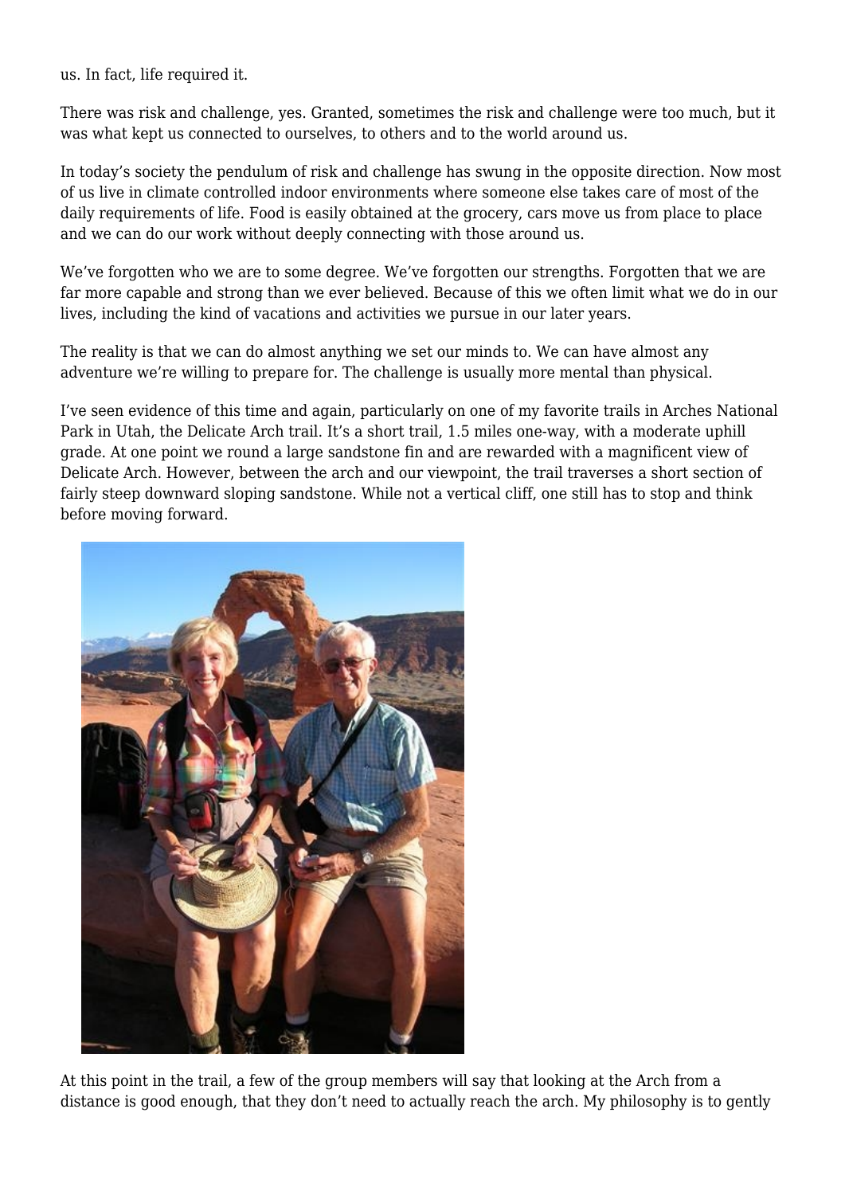us. In fact, life required it.

There was risk and challenge, yes. Granted, sometimes the risk and challenge were too much, but it was what kept us connected to ourselves, to others and to the world around us.

In today's society the pendulum of risk and challenge has swung in the opposite direction. Now most of us live in climate controlled indoor environments where someone else takes care of most of the daily requirements of life. Food is easily obtained at the grocery, cars move us from place to place and we can do our work without deeply connecting with those around us.

We've forgotten who we are to some degree. We've forgotten our strengths. Forgotten that we are far more capable and strong than we ever believed. Because of this we often limit what we do in our lives, including the kind of vacations and activities we pursue in our later years.

The reality is that we can do almost anything we set our minds to. We can have almost any adventure we're willing to prepare for. The challenge is usually more mental than physical.

I've seen evidence of this time and again, particularly on one of my favorite trails in Arches National Park in Utah, the Delicate Arch trail. It's a short trail, 1.5 miles one-way, with a moderate uphill grade. At one point we round a large sandstone fin and are rewarded with a magnificent view of Delicate Arch. However, between the arch and our viewpoint, the trail traverses a short section of fairly steep downward sloping sandstone. While not a vertical cliff, one still has to stop and think before moving forward.

At this point in the trail, a few of the group members will say that looking at the Arch from a distance is good enough, that they don't need to actually reach the arch. My philosophy is to gently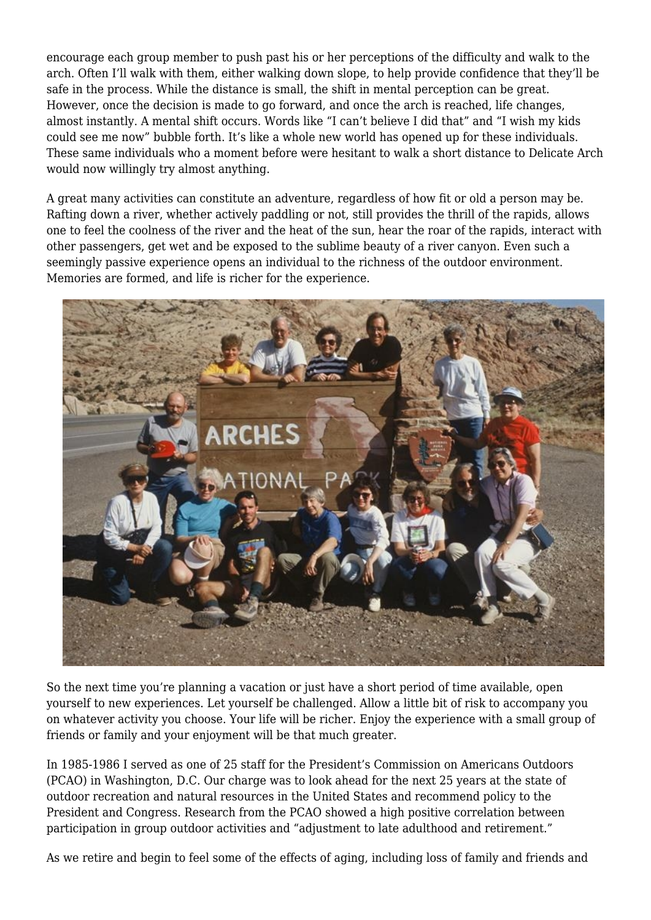encourage each group member to push past his or her perceptions of the difficulty and walk to the arch. Often I'll walk with them, either walking down slope, to help provide confidence that they'll be safe in the process. While the distance is small, the shift in mental perception can be great. However, once the decision is made to go forward, and once the arch is reached, life changes, almost instantly. A mental shift occurs. Words like "I can't believe I did that" and "I wish my kids could see me now" bubble forth. It's like a whole new world has opened up for these individuals. These same individuals who a moment before were hesitant to walk a short distance to Delicate Arch would now willingly try almost anything.

A great many activities can constitute an adventure, regardless of how fit or old a person may be. Rafting down a river, whether actively paddling or not, still provides the thrill of the rapids, allows one to feel the coolness of the river and the heat of the sun, hear the roar of the rapids, interact with other passengers, get wet and be exposed to the sublime beauty of a river canyon. Even such a seemingly passive experience opens an individual to the richness of the outdoor environment. Memories are formed, and life is richer for the experience.

So the next time you're planning a vacation or just have a short period of time available, open yourself to new experiences. Let yourself be challenged. Allow a little bit of risk to accompany you on whatever activity you choose. Your life will be richer. Enjoy the experience with a small group of friends or family and your enjoyment will be that much greater.

In 1985-1986 I served as one of 25 staff for the President's Commission on Americans Outdoors (PCAO) in Washington, D.C. Our charge was to look ahead for the next 25 years at the state of outdoor recreation and natural resources in the United States and recommend policy to the President and Congress. Research from the PCAO showed a high positive correlation between participation in group outdoor activities and "adjustment to late adulthood and retirement."

As we retire and begin to feel some of the effects of aging, including loss of family and friends and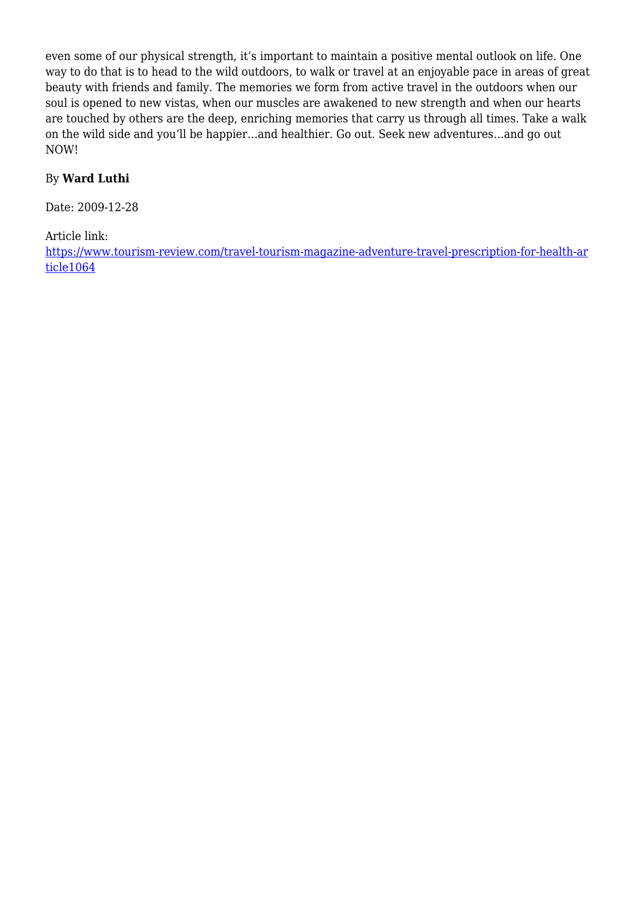even some of our physical strength, it's important to maintain a positive mental outlook on life. One way to do that is to head to the wild outdoors, to walk or travel at an enjoyable pace in areas of great beauty with friends and family. The memories we form from active travel in the outdoors when our soul is opened to new vistas, when our muscles are awakened to new strength and when our hearts are touched by others are the deep, enriching memories that carry us through all times. Take a walk on the wild side and you'll be happier…and healthier. Go out. Seek new adventures…and go out NOW!

By **Ward Luthi**

Date: 2009-12-28

Article link:
[https://www.tourism-review.com/travel-tourism-magazine-adventure-travel-prescription-for-health-article1064](https://www.tourism-review.com/travel-tourism-magazine-adventure-travel-prescription-for-health-article1064)